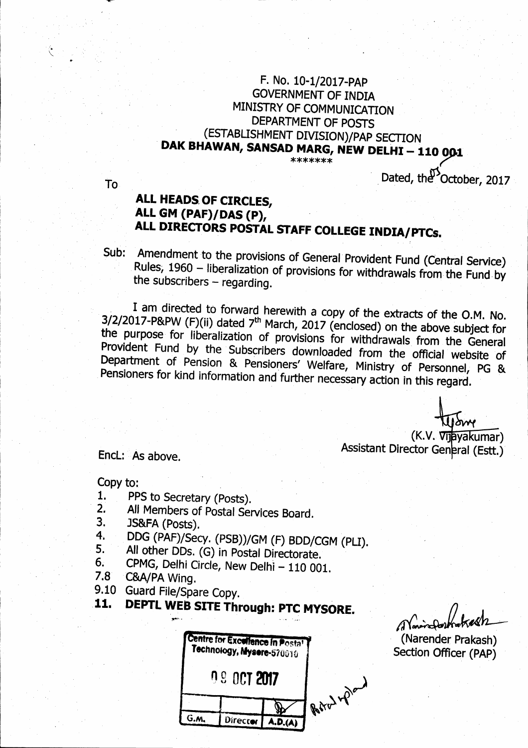F. No. 10-1/2017-PAP
GOVERNMENT OF INDIA
MINISTRY OF COMMUNICATION
DEPARTMENT OF POSTS
(ESTABLISHMENT DIVISION)/PAP SECTION
**DAK BHAWAN, SANSAD MARG, NEW DELHI – 110 001**
*******

Dated, the 05 October, 2017

To

**ALL HEADS OF CIRCLES,**
**ALL GM (PAF)/DAS (P),**
**ALL DIRECTORS POSTAL STAFF COLLEGE INDIA/PTCs.**

Sub: Amendment to the provisions of General Provident Fund (Central Service) Rules, 1960 – liberalization of provisions for withdrawals from the Fund by the subscribers – regarding.

I am directed to forward herewith a copy of the extracts of the O.M. No. 3/2/2017-P&PW (F)(ii) dated 7th March, 2017 (enclosed) on the above subject for the purpose for liberalization of provisions for withdrawals from the General Provident Fund by the Subscribers downloaded from the official website of Department of Pension & Pensioners' Welfare, Ministry of Personnel, PG & Pensioners for kind information and further necessary action in this regard.

(K.V. Vijayakumar)
Assistant Director General (Estt.)

Encl: As above.

Copy to:

1. PPS to Secretary (Posts).
2. All Members of Postal Services Board.
3. JS&FA (Posts).
4. DDG (PAF)/Secy. (PSB))/GM (F) BDD/CGM (PLI).
5. All other DDs. (G) in Postal Directorate.
6. CPMG, Delhi Circle, New Delhi – 110 001.

7.8 C&A/PA Wing.

9.10 Guard File/Spare Copy.

**11. DEPTL WEB SITE Through: PTC MYSORE.**

(Narender Prakash)
Section Officer (PAP)

Centre for Excellence in Postal Technology, Mysore-570010
09 OCT 2017

| G.M. | Director | A.D.(A) |
|---|---|---|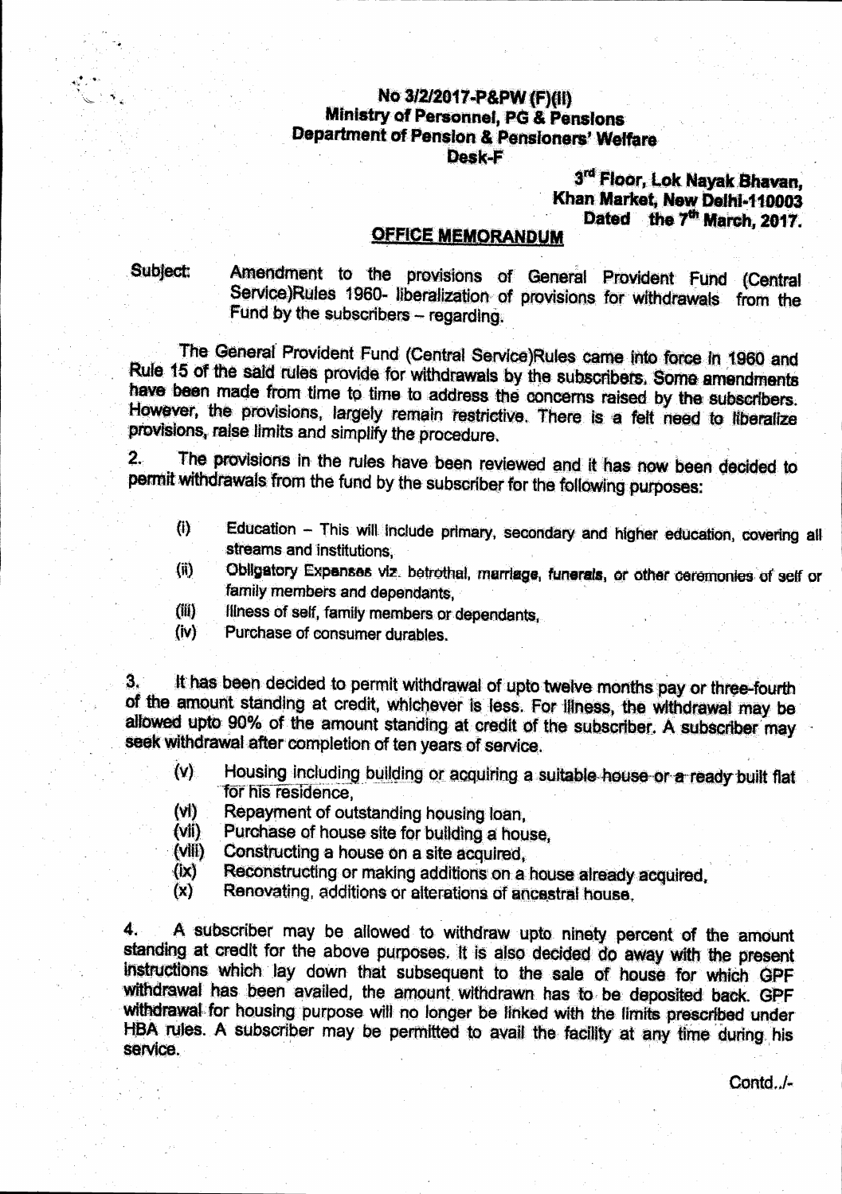**No 3/2/2017-P&PW (F)(II)**
**Ministry of Personnel, PG & Pensions**
**Department of Pension & Pensioners' Welfare**
**Desk-F**

**3rd Floor, Lok Nayak Bhavan,**
**Khan Market, New Delhi-110003**
**Dated the 7th March, 2017.**

## OFFICE MEMORANDUM

**Subject:** Amendment to the provisions of General Provident Fund (Central Service)Rules 1960- liberalization of provisions for withdrawals from the Fund by the subscribers – regarding.

The General Provident Fund (Central Service)Rules came into force in 1960 and Rule 15 of the said rules provide for withdrawals by the subscribers. Some amendments have been made from time to time to address the concerns raised by the subscribers. However, the provisions, largely remain restrictive. There is a felt need to liberalize provisions, raise limits and simplify the procedure.

2. The provisions in the rules have been reviewed and it has now been decided to permit withdrawals from the fund by the subscriber for the following purposes:

(i) Education – This will include primary, secondary and higher education, covering all streams and institutions,
(ii) Obligatory Expenses viz. betrothal, marriage, funerals, or other ceremonies of self or family members and dependants,
(iii) Illness of self, family members or dependants,
(iv) Purchase of consumer durables.

3. It has been decided to permit withdrawal of upto twelve months pay or three-fourth of the amount standing at credit, whichever is less. For illness, the withdrawal may be allowed upto 90% of the amount standing at credit of the subscriber. A subscriber may seek withdrawal after completion of ten years of service.

(v) Housing including building or acquiring a suitable house or a ready built flat for his residence,
(vi) Repayment of outstanding housing loan,
(vii) Purchase of house site for building a house,
(viii) Constructing a house on a site acquired,
(ix) Reconstructing or making additions on a house already acquired,
(x) Renovating, additions or alterations of ancestral house.

4. A subscriber may be allowed to withdraw upto ninety percent of the amount standing at credit for the above purposes. It is also decided do away with the present instructions which lay down that subsequent to the sale of house for which GPF withdrawal has been availed, the amount withdrawn has to be deposited back. GPF withdrawal for housing purpose will no longer be linked with the limits prescribed under HBA rules. A subscriber may be permitted to avail the facility at any time during his service.

Contd../-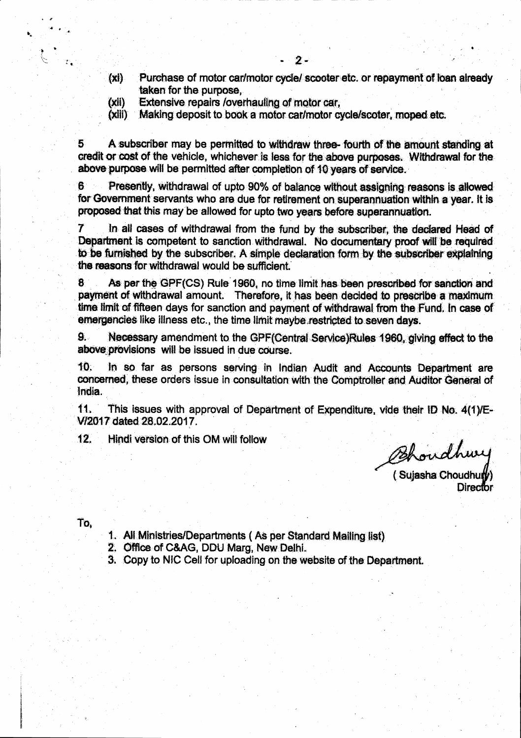(xi) Purchase of motor car/motor cycle/ scooter etc. or repayment of loan already taken for the purpose,

(xii) Extensive repairs /overhauling of motor car,

(xiii) Making deposit to book a motor car/motor cycle/scoter, moped etc.

5 A subscriber may be permitted to withdraw three- fourth of the amount standing at credit or cost of the vehicle, whichever is less for the above purposes. Withdrawal for the above purpose will be permitted after completion of 10 years of service.

6 Presently, withdrawal of upto 90% of balance without assigning reasons is allowed for Government servants who are due for retirement on superannuation within a year. It is proposed that this may be allowed for upto two years before superannuation.

7 In all cases of withdrawal from the fund by the subscriber, the declared Head of Department is competent to sanction withdrawal. No documentary proof will be required to be furnished by the subscriber. A simple declaration form by the subscriber explaining the reasons for withdrawal would be sufficient.

8 As per the GPF(CS) Rule 1960, no time limit has been prescribed for sanction and payment of withdrawal amount. Therefore, it has been decided to prescribe a maximum time limit of fifteen days for sanction and payment of withdrawal from the Fund. In case of emergencies like illness etc., the time limit maybe restricted to seven days.

9. Necessary amendment to the GPF(Central Service)Rules 1960, giving effect to the above provisions will be issued in due course.

10. In so far as persons serving in Indian Audit and Accounts Department are concerned, these orders issue in consultation with the Comptroller and Auditor General of India.

11. This issues with approval of Department of Expenditure, vide their ID No. 4(1)/E-V/2017 dated 28.02.2017.

12. Hindi version of this OM will follow

( Sujasha Choudhury)
Director

To,

1. All Ministries/Departments ( As per Standard Mailing list)
2. Office of C&AG, DDU Marg, New Delhi.
3. Copy to NIC Cell for uploading on the website of the Department.